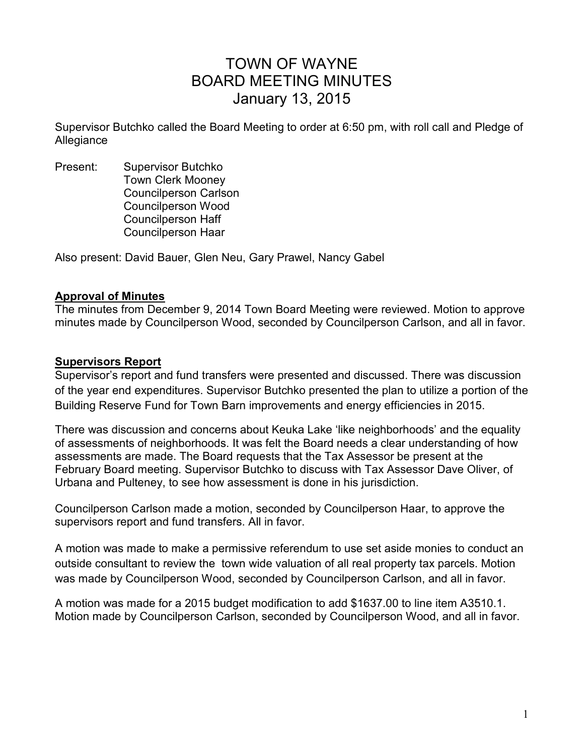# TOWN OF WAYNE
# BOARD MEETING MINUTES
# January 13, 2015

Supervisor Butchko called the Board Meeting to order at 6:50 pm, with roll call and Pledge of Allegiance

Present: Supervisor Butchko
Town Clerk Mooney
Councilperson Carlson
Councilperson Wood
Councilperson Haff
Councilperson Haar

Also present: David Bauer, Glen Neu, Gary Prawel, Nancy Gabel

**Approval of Minutes**

The minutes from December 9, 2014 Town Board Meeting were reviewed. Motion to approve minutes made by Councilperson Wood, seconded by Councilperson Carlson, and all in favor.

**Supervisors Report**

Supervisor's report and fund transfers were presented and discussed. There was discussion of the year end expenditures. Supervisor Butchko presented the plan to utilize a portion of the Building Reserve Fund for Town Barn improvements and energy efficiencies in 2015.

There was discussion and concerns about Keuka Lake 'like neighborhoods' and the equality of assessments of neighborhoods. It was felt the Board needs a clear understanding of how assessments are made. The Board requests that the Tax Assessor be present at the February Board meeting. Supervisor Butchko to discuss with Tax Assessor Dave Oliver, of Urbana and Pulteney, to see how assessment is done in his jurisdiction.

Councilperson Carlson made a motion, seconded by Councilperson Haar, to approve the supervisors report and fund transfers. All in favor.

A motion was made to make a permissive referendum to use set aside monies to conduct an outside consultant to review the town wide valuation of all real property tax parcels. Motion was made by Councilperson Wood, seconded by Councilperson Carlson, and all in favor.

A motion was made for a 2015 budget modification to add $1637.00 to line item A3510.1. Motion made by Councilperson Carlson, seconded by Councilperson Wood, and all in favor.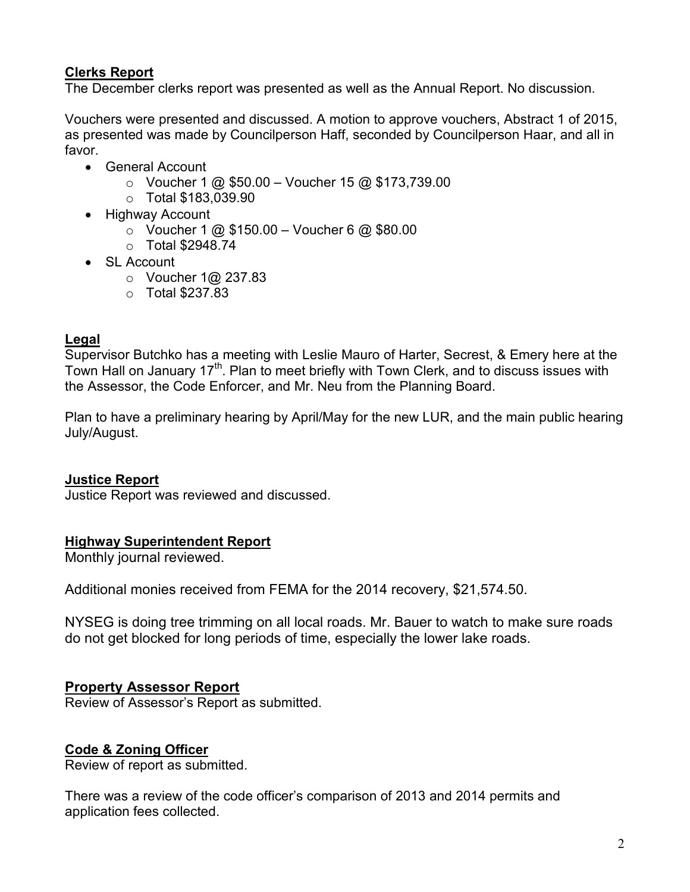**Clerks Report**

The December clerks report was presented as well as the Annual Report. No discussion.

Vouchers were presented and discussed. A motion to approve vouchers, Abstract 1 of 2015, as presented was made by Councilperson Haff, seconded by Councilperson Haar, and all in favor.

- General Account
  - Voucher 1 @ $50.00 – Voucher 15 @ $173,739.00
  - Total $183,039.90
- Highway Account
  - Voucher 1 @ $150.00 – Voucher 6 @ $80.00
  - Total $2948.74
- SL Account
  - Voucher 1@ 237.83
  - Total $237.83

**Legal**

Supervisor Butchko has a meeting with Leslie Mauro of Harter, Secrest, & Emery here at the Town Hall on January 17th. Plan to meet briefly with Town Clerk, and to discuss issues with the Assessor, the Code Enforcer, and Mr. Neu from the Planning Board.

Plan to have a preliminary hearing by April/May for the new LUR, and the main public hearing July/August.

**Justice Report**

Justice Report was reviewed and discussed.

**Highway Superintendent Report**

Monthly journal reviewed.

Additional monies received from FEMA for the 2014 recovery, $21,574.50.

NYSEG is doing tree trimming on all local roads. Mr. Bauer to watch to make sure roads do not get blocked for long periods of time, especially the lower lake roads.

**Property Assessor Report**

Review of Assessor's Report as submitted.

**Code & Zoning Officer**

Review of report as submitted.

There was a review of the code officer's comparison of 2013 and 2014 permits and application fees collected.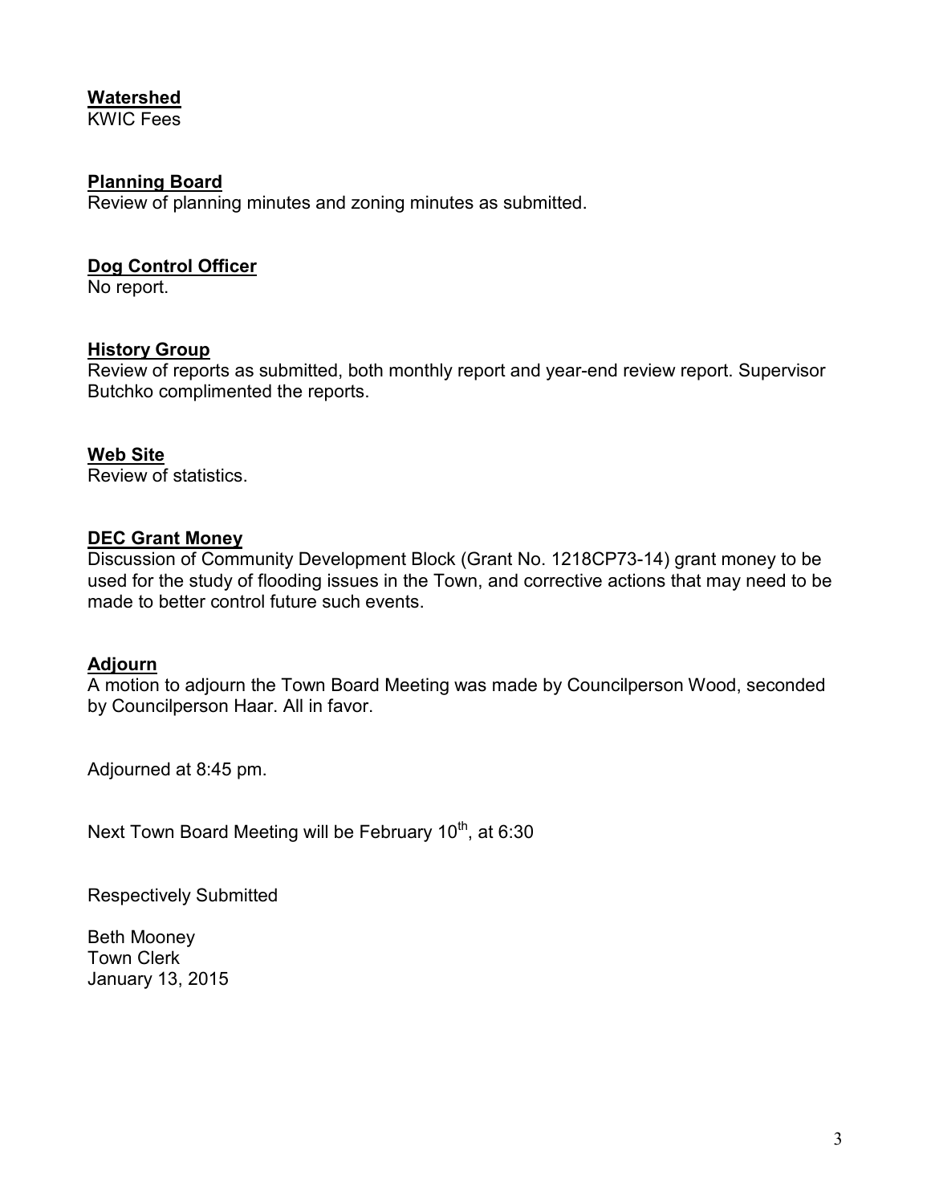**Watershed**
KWIC Fees

**Planning Board**
Review of planning minutes and zoning minutes as submitted.

**Dog Control Officer**
No report.

**History Group**
Review of reports as submitted, both monthly report and year-end review report. Supervisor Butchko complimented the reports.

**Web Site**
Review of statistics.

**DEC Grant Money**
Discussion of Community Development Block (Grant No. 1218CP73-14) grant money to be used for the study of flooding issues in the Town, and corrective actions that may need to be made to better control future such events.

**Adjourn**
A motion to adjourn the Town Board Meeting was made by Councilperson Wood, seconded by Councilperson Haar. All in favor.

Adjourned at 8:45 pm.

Next Town Board Meeting will be February 10th, at 6:30

Respectively Submitted

Beth Mooney
Town Clerk
January 13, 2015